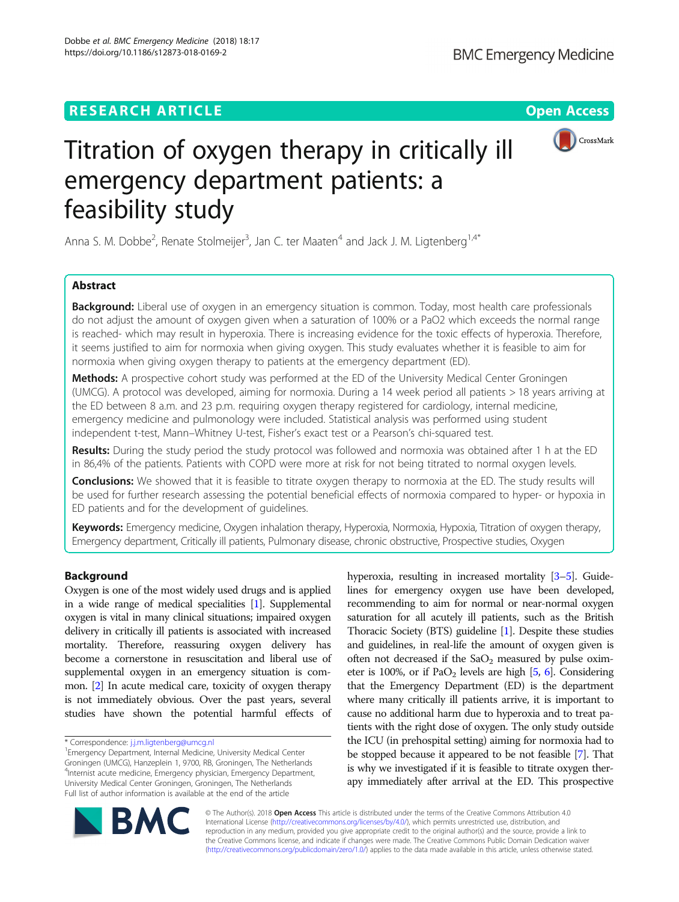RESEARCH ARTICLE

Open Access

# Titration of oxygen therapy in critically ill emergency department patients: a feasibility study

Anna S. M. Dobbe[2], Renate Stolmeijer[3], Jan C. ter Maaten[4] and Jack J. M. Ligtenberg[1,4*]

## Abstract

**Background:** Liberal use of oxygen in an emergency situation is common. Today, most health care professionals do not adjust the amount of oxygen given when a saturation of 100% or a PaO2 which exceeds the normal range is reached- which may result in hyperoxia. There is increasing evidence for the toxic effects of hyperoxia. Therefore, it seems justified to aim for normoxia when giving oxygen. This study evaluates whether it is feasible to aim for normoxia when giving oxygen therapy to patients at the emergency department (ED).

**Methods:** A prospective cohort study was performed at the ED of the University Medical Center Groningen (UMCG). A protocol was developed, aiming for normoxia. During a 14 week period all patients > 18 years arriving at the ED between 8 a.m. and 23 p.m. requiring oxygen therapy registered for cardiology, internal medicine, emergency medicine and pulmonology were included. Statistical analysis was performed using student independent t-test, Mann–Whitney U-test, Fisher's exact test or a Pearson's chi-squared test.

**Results:** During the study period the study protocol was followed and normoxia was obtained after 1 h at the ED in 86,4% of the patients. Patients with COPD were more at risk for not being titrated to normal oxygen levels.

**Conclusions:** We showed that it is feasible to titrate oxygen therapy to normoxia at the ED. The study results will be used for further research assessing the potential beneficial effects of normoxia compared to hyper- or hypoxia in ED patients and for the development of guidelines.

**Keywords:** Emergency medicine, Oxygen inhalation therapy, Hyperoxia, Normoxia, Hypoxia, Titration of oxygen therapy, Emergency department, Critically ill patients, Pulmonary disease, chronic obstructive, Prospective studies, Oxygen

## Background

Oxygen is one of the most widely used drugs and is applied in a wide range of medical specialities [1]. Supplemental oxygen is vital in many clinical situations; impaired oxygen delivery in critically ill patients is associated with increased mortality. Therefore, reassuring oxygen delivery has become a cornerstone in resuscitation and liberal use of supplemental oxygen in an emergency situation is common. [2] In acute medical care, toxicity of oxygen therapy is not immediately obvious. Over the past years, several studies have shown the potential harmful effects of hyperoxia, resulting in increased mortality [3–5]. Guidelines for emergency oxygen use have been developed, recommending to aim for normal or near-normal oxygen saturation for all acutely ill patients, such as the British Thoracic Society (BTS) guideline [1]. Despite these studies and guidelines, in real-life the amount of oxygen given is often not decreased if the $SaO_2$ measured by pulse oximeter is 100%, or if $PaO_2$ levels are high [5, 6]. Considering that the Emergency Department (ED) is the department where many critically ill patients arrive, it is important to cause no additional harm due to hyperoxia and to treat patients with the right dose of oxygen. The only study outside the ICU (in prehospital setting) aiming for normoxia had to be stopped because it appeared to be not feasible [7]. That is why we investigated if it is feasible to titrate oxygen therapy immediately after arrival at the ED. This prospective

* Correspondence: j.j.m.ligtenberg@umcg.nl
[1]Emergency Department, Internal Medicine, University Medical Center Groningen (UMCG), Hanzeplein 1, 9700, RB, Groningen, The Netherlands
[4]Internist acute medicine, Emergency physician, Emergency Department, University Medical Center Groningen, Groningen, The Netherlands
Full list of author information is available at the end of the article

© The Author(s). 2018 **Open Access** This article is distributed under the terms of the Creative Commons Attribution 4.0 International License (http://creativecommons.org/licenses/by/4.0/), which permits unrestricted use, distribution, and reproduction in any medium, provided you give appropriate credit to the original author(s) and the source, provide a link to the Creative Commons license, and indicate if changes were made. The Creative Commons Public Domain Dedication waiver (http://creativecommons.org/publicdomain/zero/1.0/) applies to the data made available in this article, unless otherwise stated.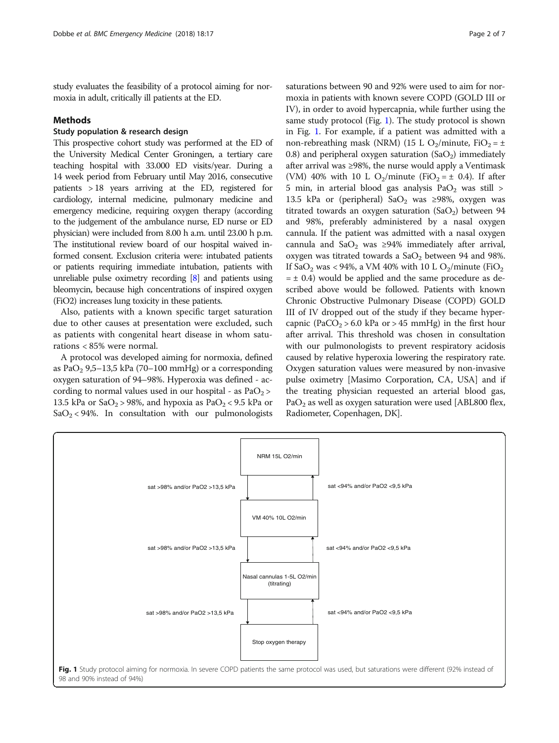study evaluates the feasibility of a protocol aiming for normoxia in adult, critically ill patients at the ED.

## Methods

### Study population & research design

This prospective cohort study was performed at the ED of the University Medical Center Groningen, a tertiary care teaching hospital with 33.000 ED visits/year. During a 14 week period from February until May 2016, consecutive patients > 18 years arriving at the ED, registered for cardiology, internal medicine, pulmonary medicine and emergency medicine, requiring oxygen therapy (according to the judgement of the ambulance nurse, ED nurse or ED physician) were included from 8.00 h a.m. until 23.00 h p.m. The institutional review board of our hospital waived informed consent. Exclusion criteria were: intubated patients or patients requiring immediate intubation, patients with unreliable pulse oximetry recording [8] and patients using bleomycin, because high concentrations of inspired oxygen (FiO2) increases lung toxicity in these patients.

Also, patients with a known specific target saturation due to other causes at presentation were excluded, such as patients with congenital heart disease in whom saturations < 85% were normal.

A protocol was developed aiming for normoxia, defined as $PaO_2$ 9,5–13,5 kPa (70–100 mmHg) or a corresponding oxygen saturation of 94–98%. Hyperoxia was defined - according to normal values used in our hospital - as $PaO_2$ > 13.5 kPa or $SaO_2$ > 98%, and hypoxia as $PaO_2$ < 9.5 kPa or $SaO_2$ < 94%. In consultation with our pulmonologists saturations between 90 and 92% were used to aim for normoxia in patients with known severe COPD (GOLD III or IV), in order to avoid hypercapnia, while further using the same study protocol (Fig. 1). The study protocol is shown in Fig. 1. For example, if a patient was admitted with a non-rebreathing mask (NRM) (15 L $O_2$/minute, $FiO_2$ = ± 0.8) and peripheral oxygen saturation ($SaO_2$) immediately after arrival was ≥98%, the nurse would apply a Ventimask (VM) 40% with 10 L $O_2$/minute ($FiO_2$ = ± 0.4). If after 5 min, in arterial blood gas analysis $PaO_2$ was still > 13.5 kPa or (peripheral) $SaO_2$ was ≥98%, oxygen was titrated towards an oxygen saturation ($SaO_2$) between 94 and 98%, preferably administered by a nasal oxygen cannula. If the patient was admitted with a nasal oxygen cannula and $SaO_2$ was ≥94% immediately after arrival, oxygen was titrated towards a $SaO_2$ between 94 and 98%. If $SaO_2$ was < 94%, a VM 40% with 10 L $O_2$/minute ($FiO_2$ = ± 0.4) would be applied and the same procedure as described above would be followed. Patients with known Chronic Obstructive Pulmonary Disease (COPD) GOLD III of IV dropped out of the study if they became hypercapnic ($PaCO_2$ > 6.0 kPa or > 45 mmHg) in the first hour after arrival. This threshold was chosen in consultation with our pulmonologists to prevent respiratory acidosis caused by relative hyperoxia lowering the respiratory rate. Oxygen saturation values were measured by non-invasive pulse oximetry [Masimo Corporation, CA, USA] and if the treating physician requested an arterial blood gas, $PaO_2$ as well as oxygen saturation were used [ABL800 flex, Radiometer, Copenhagen, DK].

NRM 15L O2/min
↓ sat >98% and/or PaO2 >13,5 kPa ↑ sat <94% and/or PaO2 <9,5 kPa
VM 40% 10L O2/min
↓ sat >98% and/or PaO2 >13,5 kPa ↑ sat <94% and/or PaO2 <9,5 kPa
Nasal cannulas 1-5L O2/min (titrating)
↓ sat >98% and/or PaO2 >13,5 kPa ↑ sat <94% and/or PaO2 <9,5 kPa
Stop oxygen therapy

**Fig. 1** Study protocol aiming for normoxia. In severe COPD patients the same protocol was used, but saturations were different (92% instead of 98 and 90% instead of 94%)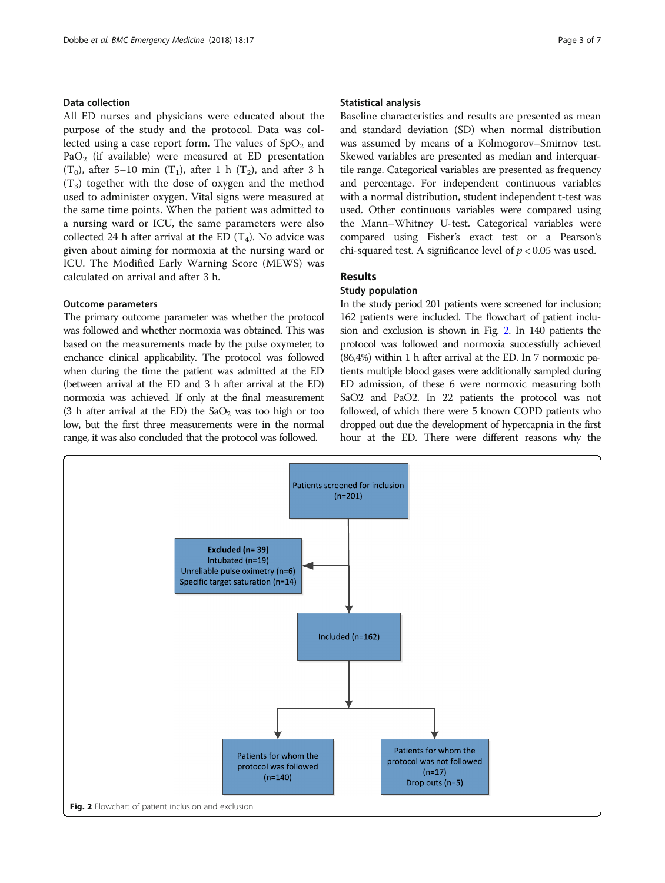### Data collection

All ED nurses and physicians were educated about the purpose of the study and the protocol. Data was collected using a case report form. The values of $SpO_2$ and $PaO_2$ (if available) were measured at ED presentation ($T_0$), after 5–10 min ($T_1$), after 1 h ($T_2$), and after 3 h ($T_3$) together with the dose of oxygen and the method used to administer oxygen. Vital signs were measured at the same time points. When the patient was admitted to a nursing ward or ICU, the same parameters were also collected 24 h after arrival at the ED ($T_4$). No advice was given about aiming for normoxia at the nursing ward or ICU. The Modified Early Warning Score (MEWS) was calculated on arrival and after 3 h.

### Outcome parameters

The primary outcome parameter was whether the protocol was followed and whether normoxia was obtained. This was based on the measurements made by the pulse oxymeter, to enchance clinical applicability. The protocol was followed when during the time the patient was admitted at the ED (between arrival at the ED and 3 h after arrival at the ED) normoxia was achieved. If only at the final measurement (3 h after arrival at the ED) the $SaO_2$ was too high or too low, but the first three measurements were in the normal range, it was also concluded that the protocol was followed.

### Statistical analysis

Baseline characteristics and results are presented as mean and standard deviation (SD) when normal distribution was assumed by means of a Kolmogorov–Smirnov test. Skewed variables are presented as median and interquartile range. Categorical variables are presented as frequency and percentage. For independent continuous variables with a normal distribution, student independent t-test was used. Other continuous variables were compared using the Mann–Whitney U-test. Categorical variables were compared using Fisher's exact test or a Pearson's chi-squared test. A significance level of $p < 0.05$ was used.

## Results

### Study population

In the study period 201 patients were screened for inclusion; 162 patients were included. The flowchart of patient inclusion and exclusion is shown in Fig. 2. In 140 patients the protocol was followed and normoxia successfully achieved (86,4%) within 1 h after arrival at the ED. In 7 normoxic patients multiple blood gases were additionally sampled during ED admission, of these 6 were normoxic measuring both SaO2 and PaO2. In 22 patients the protocol was not followed, of which there were 5 known COPD patients who dropped out due the development of hypercapnia in the first hour at the ED. There were different reasons why the

Patients screened for inclusion (n=201)

Excluded (n= 39)
Intubated (n=19)
Unreliable pulse oximetry (n=6)
Specific target saturation (n=14)

Included (n=162)

Patients for whom the protocol was followed (n=140)

Patients for whom the protocol was not followed (n=17)
Drop outs (n=5)

**Fig. 2** Flowchart of patient inclusion and exclusion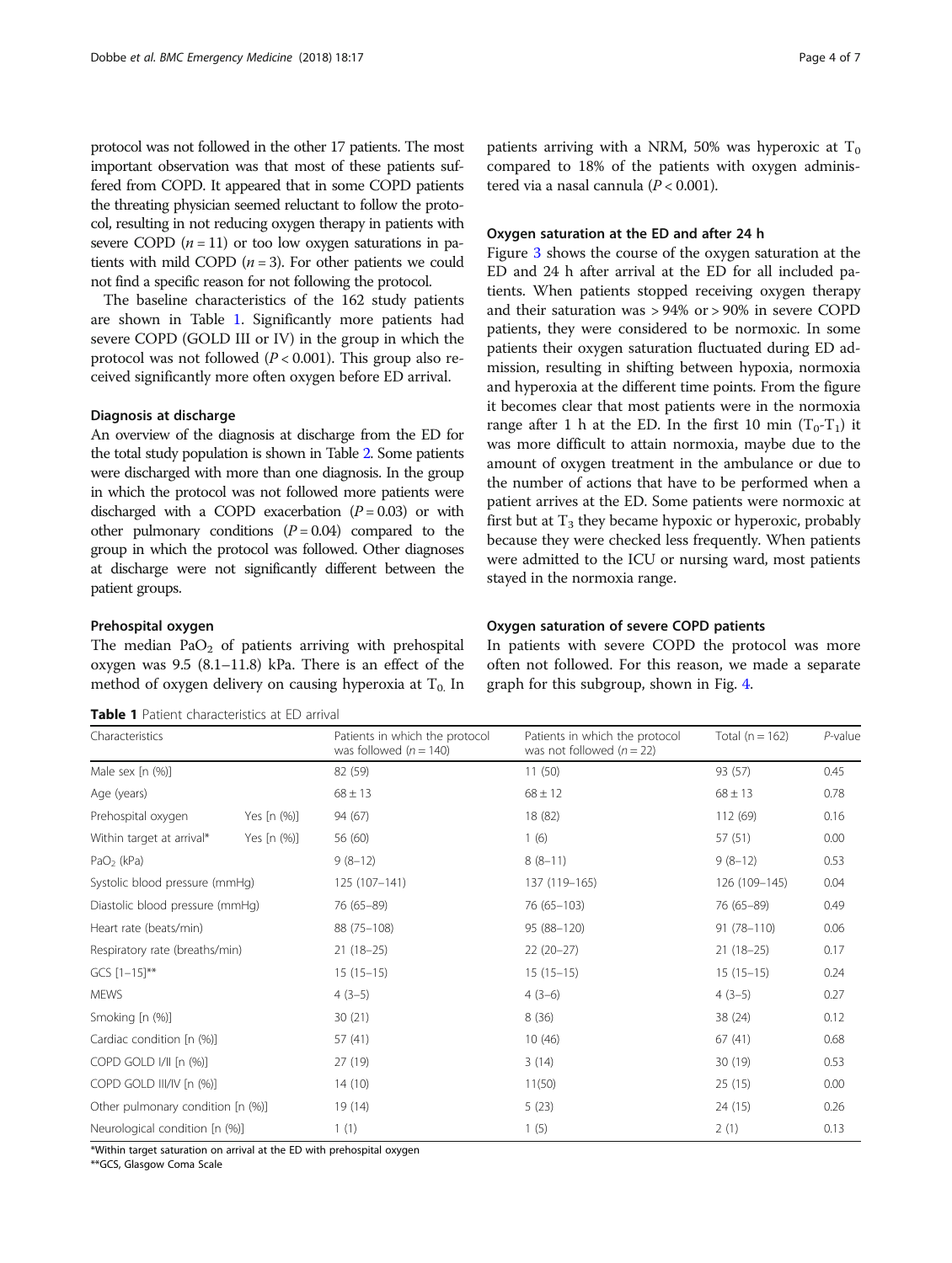protocol was not followed in the other 17 patients. The most important observation was that most of these patients suffered from COPD. It appeared that in some COPD patients the threating physician seemed reluctant to follow the protocol, resulting in not reducing oxygen therapy in patients with severe COPD ($n = 11$) or too low oxygen saturations in patients with mild COPD ($n = 3$). For other patients we could not find a specific reason for not following the protocol.

The baseline characteristics of the 162 study patients are shown in Table 1. Significantly more patients had severe COPD (GOLD III or IV) in the group in which the protocol was not followed ($P < 0.001$). This group also received significantly more often oxygen before ED arrival.

### Diagnosis at discharge

An overview of the diagnosis at discharge from the ED for the total study population is shown in Table 2. Some patients were discharged with more than one diagnosis. In the group in which the protocol was not followed more patients were discharged with a COPD exacerbation ($P = 0.03$) or with other pulmonary conditions ($P = 0.04$) compared to the group in which the protocol was followed. Other diagnoses at discharge were not significantly different between the patient groups.

### Prehospital oxygen

The median $PaO_2$ of patients arriving with prehospital oxygen was 9.5 (8.1–11.8) kPa. There is an effect of the method of oxygen delivery on causing hyperoxia at $T_0$. In patients arriving with a NRM, 50% was hyperoxic at $T_0$ compared to 18% of the patients with oxygen administered via a nasal cannula ($P < 0.001$).

### Oxygen saturation at the ED and after 24 h

Figure 3 shows the course of the oxygen saturation at the ED and 24 h after arrival at the ED for all included patients. When patients stopped receiving oxygen therapy and their saturation was > 94% or > 90% in severe COPD patients, they were considered to be normoxic. In some patients their oxygen saturation fluctuated during ED admission, resulting in shifting between hypoxia, normoxia and hyperoxia at the different time points. From the figure it becomes clear that most patients were in the normoxia range after 1 h at the ED. In the first 10 min ($T_0$-$T_1$) it was more difficult to attain normoxia, maybe due to the amount of oxygen treatment in the ambulance or due to the number of actions that have to be performed when a patient arrives at the ED. Some patients were normoxic at first but at $T_3$ they became hypoxic or hyperoxic, probably because they were checked less frequently. When patients were admitted to the ICU or nursing ward, most patients stayed in the normoxia range.

### Oxygen saturation of severe COPD patients

In patients with severe COPD the protocol was more often not followed. For this reason, we made a separate graph for this subgroup, shown in Fig. 4.

**Table 1** Patient characteristics at ED arrival

| Characteristics | | Patients in which the protocol was followed ($n = 140$) | Patients in which the protocol was not followed ($n = 22$) | Total ($n = 162$) | *P*-value |
|---|---|---|---|---|---|
| Male sex [n (%)] | | 82 (59) | 11 (50) | 93 (57) | 0.45 |
| Age (years) | | 68 ± 13 | 68 ± 12 | 68 ± 13 | 0.78 |
| Prehospital oxygen | Yes [n (%)] | 94 (67) | 18 (82) | 112 (69) | 0.16 |
| Within target at arrival* | Yes [n (%)] | 56 (60) | 1 (6) | 57 (51) | 0.00 |
| $PaO_2$ (kPa) | | 9 (8–12) | 8 (8–11) | 9 (8–12) | 0.53 |
| Systolic blood pressure (mmHg) | | 125 (107–141) | 137 (119–165) | 126 (109–145) | 0.04 |
| Diastolic blood pressure (mmHg) | | 76 (65–89) | 76 (65–103) | 76 (65–89) | 0.49 |
| Heart rate (beats/min) | | 88 (75–108) | 95 (88–120) | 91 (78–110) | 0.06 |
| Respiratory rate (breaths/min) | | 21 (18–25) | 22 (20–27) | 21 (18–25) | 0.17 |
| GCS [1–15]** | | 15 (15–15) | 15 (15–15) | 15 (15–15) | 0.24 |
| MEWS | | 4 (3–5) | 4 (3–6) | 4 (3–5) | 0.27 |
| Smoking [n (%)] | | 30 (21) | 8 (36) | 38 (24) | 0.12 |
| Cardiac condition [n (%)] | | 57 (41) | 10 (46) | 67 (41) | 0.68 |
| COPD GOLD I/II [n (%)] | | 27 (19) | 3 (14) | 30 (19) | 0.53 |
| COPD GOLD III/IV [n (%)] | | 14 (10) | 11(50) | 25 (15) | 0.00 |
| Other pulmonary condition [n (%)] | | 19 (14) | 5 (23) | 24 (15) | 0.26 |
| Neurological condition [n (%)] | | 1 (1) | 1 (5) | 2 (1) | 0.13 |

*Within target saturation on arrival at the ED with prehospital oxygen

**GCS, Glasgow Coma Scale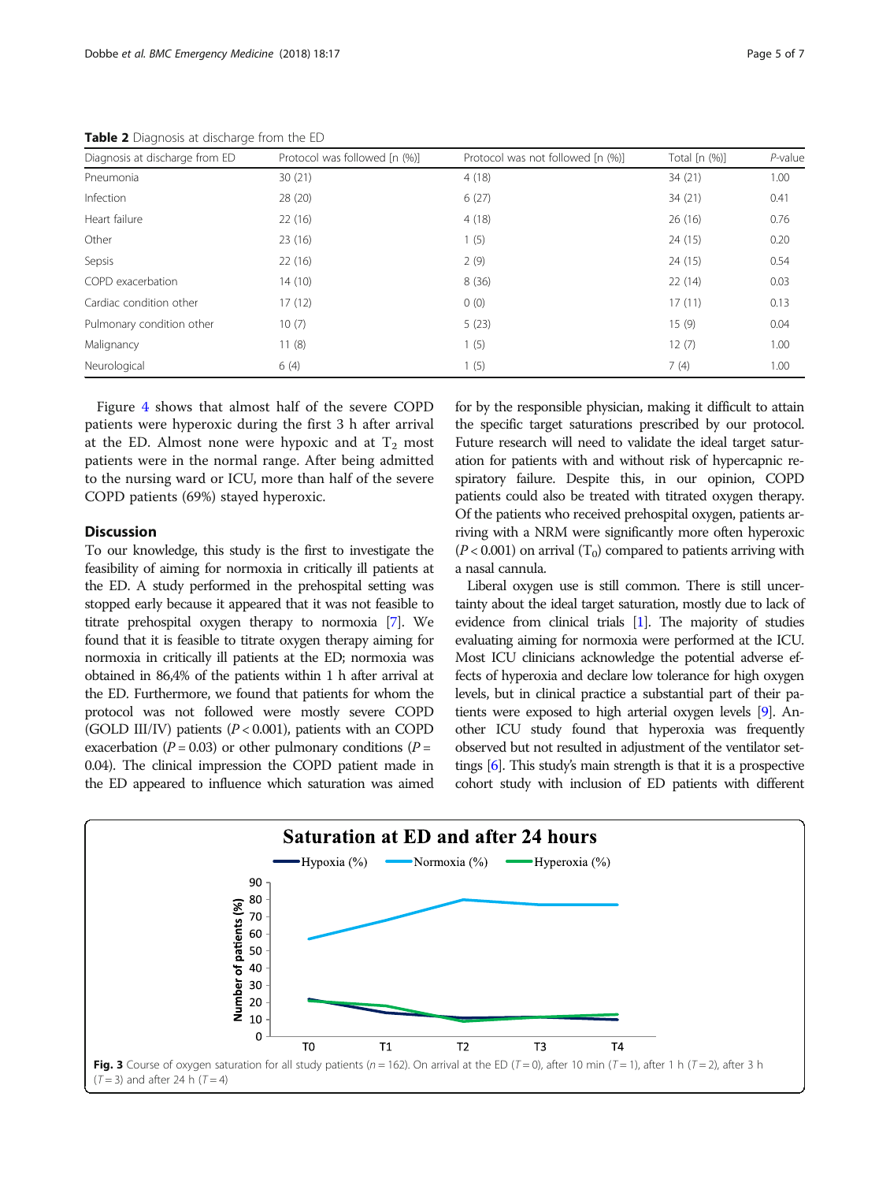**Table 2** Diagnosis at discharge from the ED

| Diagnosis at discharge from ED | Protocol was followed [n (%)] | Protocol was not followed [n (%)] | Total [n (%)] | P-value |
|---|---|---|---|---|
| Pneumonia | 30 (21) | 4 (18) | 34 (21) | 1.00 |
| Infection | 28 (20) | 6 (27) | 34 (21) | 0.41 |
| Heart failure | 22 (16) | 4 (18) | 26 (16) | 0.76 |
| Other | 23 (16) | 1 (5) | 24 (15) | 0.20 |
| Sepsis | 22 (16) | 2 (9) | 24 (15) | 0.54 |
| COPD exacerbation | 14 (10) | 8 (36) | 22 (14) | 0.03 |
| Cardiac condition other | 17 (12) | 0 (0) | 17 (11) | 0.13 |
| Pulmonary condition other | 10 (7) | 5 (23) | 15 (9) | 0.04 |
| Malignancy | 11 (8) | 1 (5) | 12 (7) | 1.00 |
| Neurological | 6 (4) | 1 (5) | 7 (4) | 1.00 |

Figure 4 shows that almost half of the severe COPD patients were hyperoxic during the first 3 h after arrival at the ED. Almost none were hypoxic and at $T_2$ most patients were in the normal range. After being admitted to the nursing ward or ICU, more than half of the severe COPD patients (69%) stayed hyperoxic.

## Discussion

To our knowledge, this study is the first to investigate the feasibility of aiming for normoxia in critically ill patients at the ED. A study performed in the prehospital setting was stopped early because it appeared that it was not feasible to titrate prehospital oxygen therapy to normoxia [7]. We found that it is feasible to titrate oxygen therapy aiming for normoxia in critically ill patients at the ED; normoxia was obtained in 86,4% of the patients within 1 h after arrival at the ED. Furthermore, we found that patients for whom the protocol was not followed were mostly severe COPD (GOLD III/IV) patients ($P < 0.001$), patients with an COPD exacerbation ($P = 0.03$) or other pulmonary conditions ($P = 0.04$). The clinical impression the COPD patient made in the ED appeared to influence which saturation was aimed for by the responsible physician, making it difficult to attain the specific target saturations prescribed by our protocol. Future research will need to validate the ideal target saturation for patients with and without risk of hypercapnic respiratory failure. Despite this, in our opinion, COPD patients could also be treated with titrated oxygen therapy. Of the patients who received prehospital oxygen, patients arriving with a NRM were significantly more often hyperoxic ($P < 0.001$) on arrival ($T_0$) compared to patients arriving with a nasal cannula.

Liberal oxygen use is still common. There is still uncertainty about the ideal target saturation, mostly due to lack of evidence from clinical trials [1]. The majority of studies evaluating aiming for normoxia were performed at the ICU. Most ICU clinicians acknowledge the potential adverse effects of hyperoxia and declare low tolerance for high oxygen levels, but in clinical practice a substantial part of their patients were exposed to high arterial oxygen levels [9]. Another ICU study found that hyperoxia was frequently observed but not resulted in adjustment of the ventilator settings [6]. This study's main strength is that it is a prospective cohort study with inclusion of ED patients with different

**Fig. 3** Course of oxygen saturation for all study patients ($n = 162$). On arrival at the ED ($T = 0$), after 10 min ($T = 1$), after 1 h ($T = 2$), after 3 h ($T = 3$) and after 24 h ($T = 4$)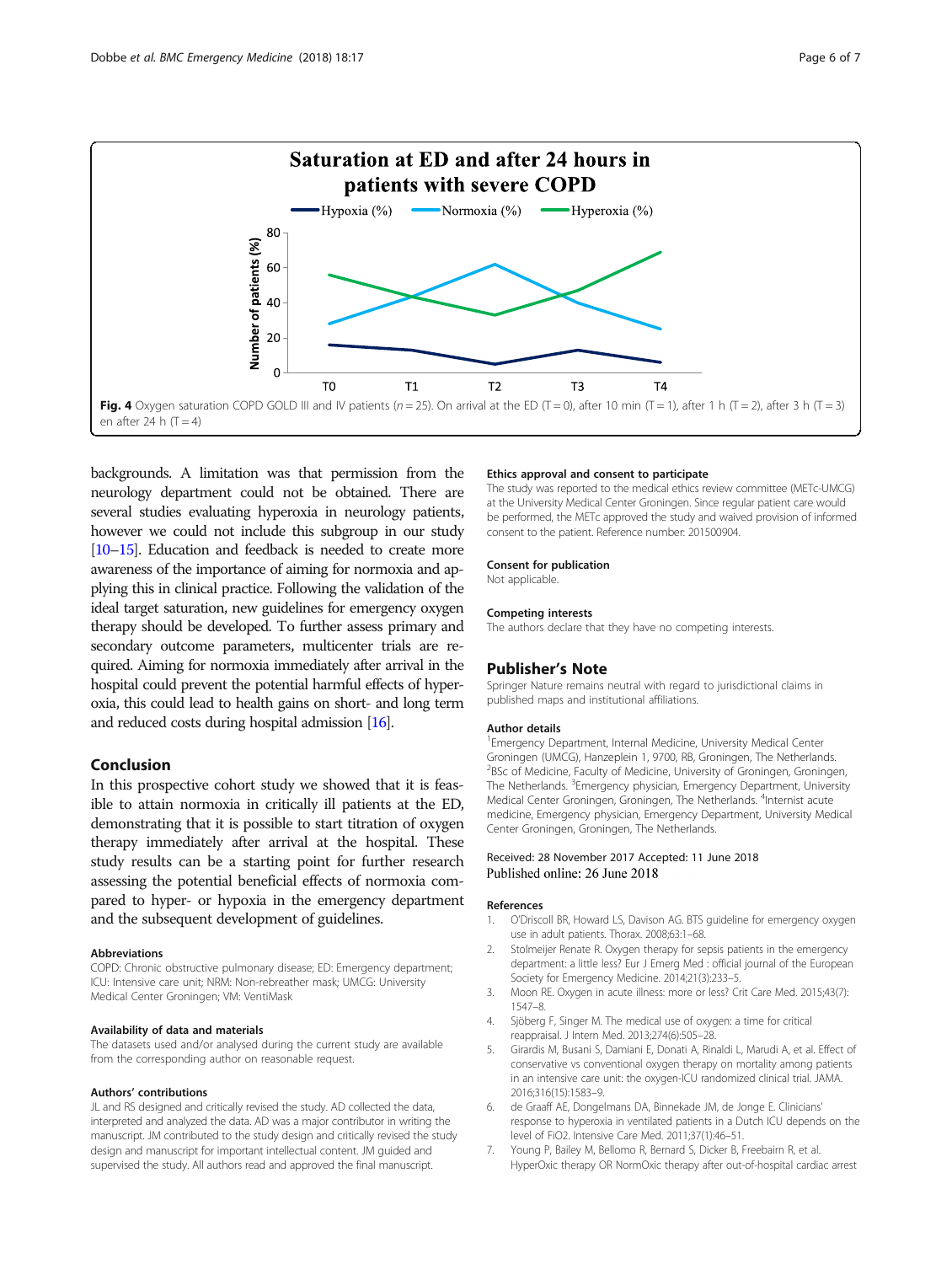Fig. 4 Oxygen saturation COPD GOLD III and IV patients ($n = 25$). On arrival at the ED (T = 0), after 10 min (T = 1), after 1 h (T = 2), after 3 h (T = 3) en after 24 h (T = 4)

backgrounds. A limitation was that permission from the neurology department could not be obtained. There are several studies evaluating hyperoxia in neurology patients, however we could not include this subgroup in our study [10–15]. Education and feedback is needed to create more awareness of the importance of aiming for normoxia and applying this in clinical practice. Following the validation of the ideal target saturation, new guidelines for emergency oxygen therapy should be developed. To further assess primary and secondary outcome parameters, multicenter trials are required. Aiming for normoxia immediately after arrival in the hospital could prevent the potential harmful effects of hyperoxia, this could lead to health gains on short- and long term and reduced costs during hospital admission [16].

## Conclusion

In this prospective cohort study we showed that it is feasible to attain normoxia in critically ill patients at the ED, demonstrating that it is possible to start titration of oxygen therapy immediately after arrival at the hospital. These study results can be a starting point for further research assessing the potential beneficial effects of normoxia compared to hyper- or hypoxia in the emergency department and the subsequent development of guidelines.

#### Abbreviations

COPD: Chronic obstructive pulmonary disease; ED: Emergency department; ICU: Intensive care unit; NRM: Non-rebreather mask; UMCG: University Medical Center Groningen; VM: VentiMask

#### Availability of data and materials

The datasets used and/or analysed during the current study are available from the corresponding author on reasonable request.

#### Authors' contributions

JL and RS designed and critically revised the study. AD collected the data, interpreted and analyzed the data. AD was a major contributor in writing the manuscript. JM contributed to the study design and critically revised the study design and manuscript for important intellectual content. JM guided and supervised the study. All authors read and approved the final manuscript.

#### Ethics approval and consent to participate

The study was reported to the medical ethics review committee (METc-UMCG) at the University Medical Center Groningen. Since regular patient care would be performed, the METc approved the study and waived provision of informed consent to the patient. Reference number: 201500904.

#### Consent for publication

Not applicable.

#### Competing interests

The authors declare that they have no competing interests.

## Publisher's Note

Springer Nature remains neutral with regard to jurisdictional claims in published maps and institutional affiliations.

#### Author details

[1]Emergency Department, Internal Medicine, University Medical Center Groningen (UMCG), Hanzeplein 1, 9700, RB, Groningen, The Netherlands. [2]BSc of Medicine, Faculty of Medicine, University of Groningen, Groningen, The Netherlands. [3]Emergency physician, Emergency Department, University Medical Center Groningen, Groningen, The Netherlands. [4]Internist acute medicine, Emergency physician, Emergency Department, University Medical Center Groningen, Groningen, The Netherlands.

Received: 28 November 2017 Accepted: 11 June 2018
Published online: 26 June 2018

#### References

1. O'Driscoll BR, Howard LS, Davison AG. BTS guideline for emergency oxygen use in adult patients. Thorax. 2008;63:1–68.
2. Stolmeijer Renate R. Oxygen therapy for sepsis patients in the emergency department: a little less? Eur J Emerg Med : official journal of the European Society for Emergency Medicine. 2014;21(3):233–5.
3. Moon RE. Oxygen in acute illness: more or less? Crit Care Med. 2015;43(7): 1547–8.
4. Sjöberg F, Singer M. The medical use of oxygen: a time for critical reappraisal. J Intern Med. 2013;274(6):505–28.
5. Girardis M, Busani S, Damiani E, Donati A, Rinaldi L, Marudi A, et al. Effect of conservative vs conventional oxygen therapy on mortality among patients in an intensive care unit: the oxygen-ICU randomized clinical trial. JAMA. 2016;316(15):1583–9.
6. de Graaff AE, Dongelmans DA, Binnekade JM, de Jonge E. Clinicians' response to hyperoxia in ventilated patients in a Dutch ICU depends on the level of FiO2. Intensive Care Med. 2011;37(1):46–51.
7. Young P, Bailey M, Bellomo R, Bernard S, Dicker B, Freebairn R, et al. HyperOxic therapy OR NormOxic therapy after out-of-hospital cardiac arrest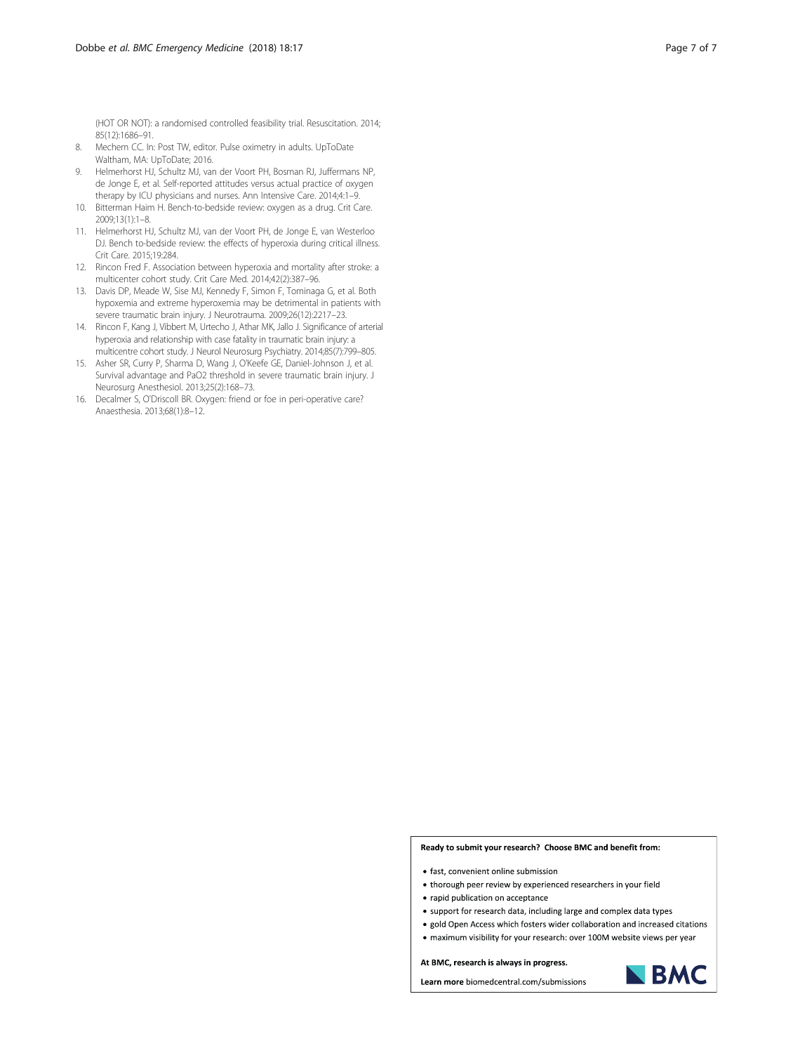(HOT OR NOT): a randomised controlled feasibility trial. Resuscitation. 2014;85(12):1686–91.

8. Mechem CC. In: Post TW, editor. Pulse oximetry in adults. UpToDate Waltham, MA: UpToDate; 2016.
9. Helmerhorst HJ, Schultz MJ, van der Voort PH, Bosman RJ, Juffermans NP, de Jonge E, et al. Self-reported attitudes versus actual practice of oxygen therapy by ICU physicians and nurses. Ann Intensive Care. 2014;4:1–9.
10. Bitterman Haim H. Bench-to-bedside review: oxygen as a drug. Crit Care. 2009;13(1):1–8.
11. Helmerhorst HJ, Schultz MJ, van der Voort PH, de Jonge E, van Westerloo DJ. Bench to-bedside review: the effects of hyperoxia during critical illness. Crit Care. 2015;19:284.
12. Rincon Fred F. Association between hyperoxia and mortality after stroke: a multicenter cohort study. Crit Care Med. 2014;42(2):387–96.
13. Davis DP, Meade W, Sise MJ, Kennedy F, Simon F, Tominaga G, et al. Both hypoxemia and extreme hyperoxemia may be detrimental in patients with severe traumatic brain injury. J Neurotrauma. 2009;26(12):2217–23.
14. Rincon F, Kang J, Vibbert M, Urtecho J, Athar MK, Jallo J. Significance of arterial hyperoxia and relationship with case fatality in traumatic brain injury: a multicentre cohort study. J Neurol Neurosurg Psychiatry. 2014;85(7):799–805.
15. Asher SR, Curry P, Sharma D, Wang J, O'Keefe GE, Daniel-Johnson J, et al. Survival advantage and PaO2 threshold in severe traumatic brain injury. J Neurosurg Anesthesiol. 2013;25(2):168–73.
16. Decalmer S, O'Driscoll BR. Oxygen: friend or foe in peri-operative care? Anaesthesia. 2013;68(1):8–12.

**Ready to submit your research? Choose BMC and benefit from:**

- fast, convenient online submission
- thorough peer review by experienced researchers in your field
- rapid publication on acceptance
- support for research data, including large and complex data types
- gold Open Access which fosters wider collaboration and increased citations
- maximum visibility for your research: over 100M website views per year

**At BMC, research is always in progress.**

**Learn more** biomedcentral.com/submissions